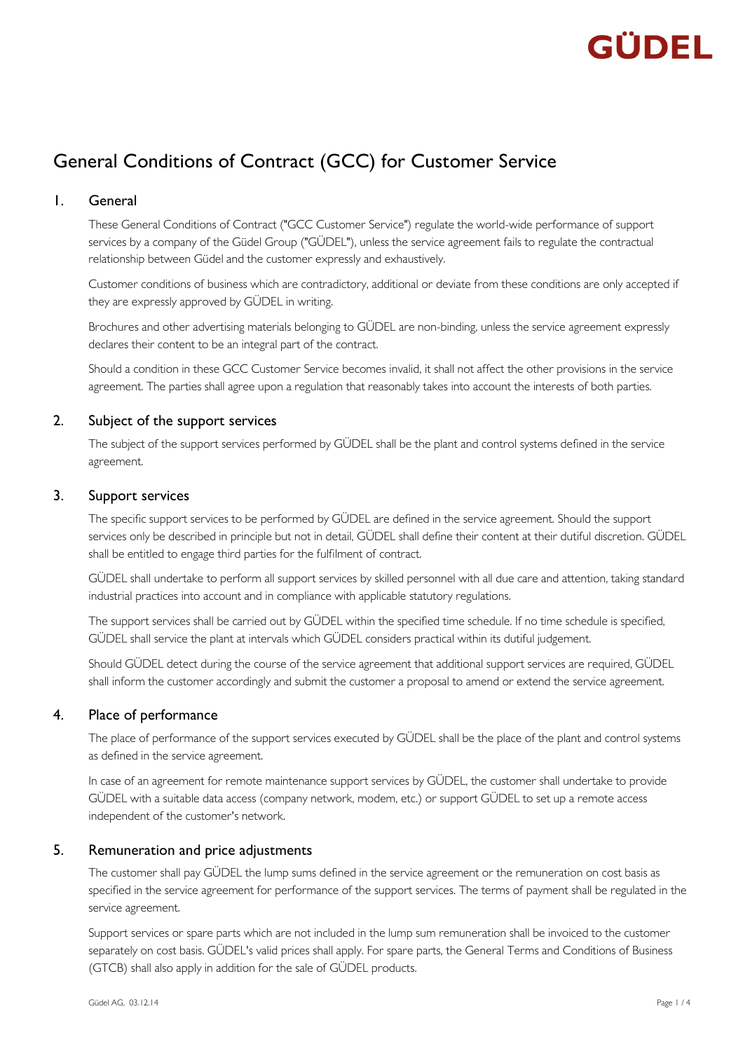# General Conditions of Contract (GCC) for Customer Service

## 1. General

These General Conditions of Contract ("GCC Customer Service") regulate the world-wide performance of support services by a company of the Güdel Group ("GÜDEL"), unless the service agreement fails to regulate the contractual relationship between Güdel and the customer expressly and exhaustively.

Customer conditions of business which are contradictory, additional or deviate from these conditions are only accepted if they are expressly approved by GÜDEL in writing.

Brochures and other advertising materials belonging to GÜDEL are non-binding, unless the service agreement expressly declares their content to be an integral part of the contract.

Should a condition in these GCC Customer Service becomes invalid, it shall not affect the other provisions in the service agreement. The parties shall agree upon a regulation that reasonably takes into account the interests of both parties.

## 2. Subject of the support services

The subject of the support services performed by GÜDEL shall be the plant and control systems defined in the service agreement.

## 3. Support services

The specific support services to be performed by GÜDEL are defined in the service agreement. Should the support services only be described in principle but not in detail, GÜDEL shall define their content at their dutiful discretion. GÜDEL shall be entitled to engage third parties for the fulfilment of contract.

GÜDEL shall undertake to perform all support services by skilled personnel with all due care and attention, taking standard industrial practices into account and in compliance with applicable statutory regulations.

The support services shall be carried out by GÜDEL within the specified time schedule. If no time schedule is specified, GÜDEL shall service the plant at intervals which GÜDEL considers practical within its dutiful judgement.

Should GÜDEL detect during the course of the service agreement that additional support services are required, GÜDEL shall inform the customer accordingly and submit the customer a proposal to amend or extend the service agreement.

## 4. Place of performance

The place of performance of the support services executed by GÜDEL shall be the place of the plant and control systems as defined in the service agreement.

In case of an agreement for remote maintenance support services by GÜDEL, the customer shall undertake to provide GÜDEL with a suitable data access (company network, modem, etc.) or support GÜDEL to set up a remote access independent of the customer's network.

## 5. Remuneration and price adjustments

The customer shall pay GÜDEL the lump sums defined in the service agreement or the remuneration on cost basis as specified in the service agreement for performance of the support services. The terms of payment shall be regulated in the service agreement.

Support services or spare parts which are not included in the lump sum remuneration shall be invoiced to the customer separately on cost basis. GÜDEL's valid prices shall apply. For spare parts, the General Terms and Conditions of Business (GTCB) shall also apply in addition for the sale of GÜDEL products.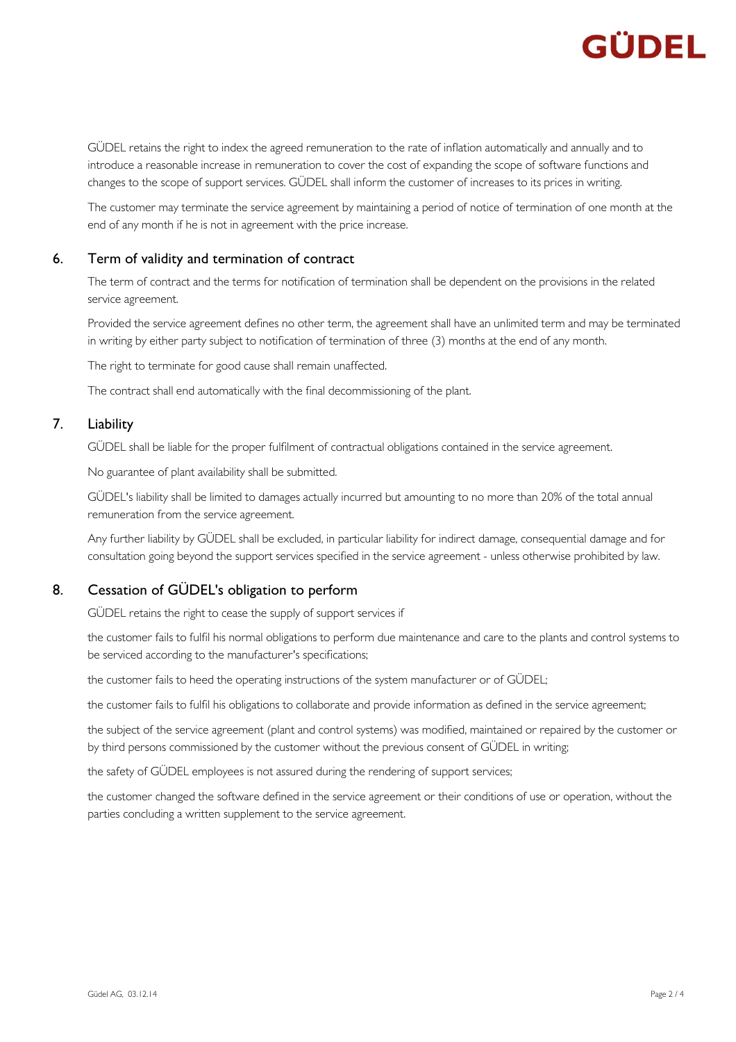GÜDEL retains the right to index the agreed remuneration to the rate of inflation automatically and annually and to introduce a reasonable increase in remuneration to cover the cost of expanding the scope of software functions and changes to the scope of support services. GÜDEL shall inform the customer of increases to its prices in writing.

The customer may terminate the service agreement by maintaining a period of notice of termination of one month at the end of any month if he is not in agreement with the price increase.

## 6. Term of validity and termination of contract

The term of contract and the terms for notification of termination shall be dependent on the provisions in the related service agreement.

Provided the service agreement defines no other term, the agreement shall have an unlimited term and may be terminated in writing by either party subject to notification of termination of three (3) months at the end of any month.

The right to terminate for good cause shall remain unaffected.

The contract shall end automatically with the final decommissioning of the plant.

## 7. Liability

GÜDEL shall be liable for the proper fulfilment of contractual obligations contained in the service agreement.

No guarantee of plant availability shall be submitted.

GÜDEL's liability shall be limited to damages actually incurred but amounting to no more than 20% of the total annual remuneration from the service agreement.

Any further liability by GÜDEL shall be excluded, in particular liability for indirect damage, consequential damage and for consultation going beyond the support services specified in the service agreement - unless otherwise prohibited by law.

## 8. Cessation of GÜDEL's obligation to perform

GÜDEL retains the right to cease the supply of support services if

the customer fails to fulfil his normal obligations to perform due maintenance and care to the plants and control systems to be serviced according to the manufacturer's specifications;

the customer fails to heed the operating instructions of the system manufacturer or of GÜDEL;

the customer fails to fulfil his obligations to collaborate and provide information as defined in the service agreement;

the subject of the service agreement (plant and control systems) was modified, maintained or repaired by the customer or by third persons commissioned by the customer without the previous consent of GÜDEL in writing;

the safety of GÜDEL employees is not assured during the rendering of support services;

the customer changed the software defined in the service agreement or their conditions of use or operation, without the parties concluding a written supplement to the service agreement.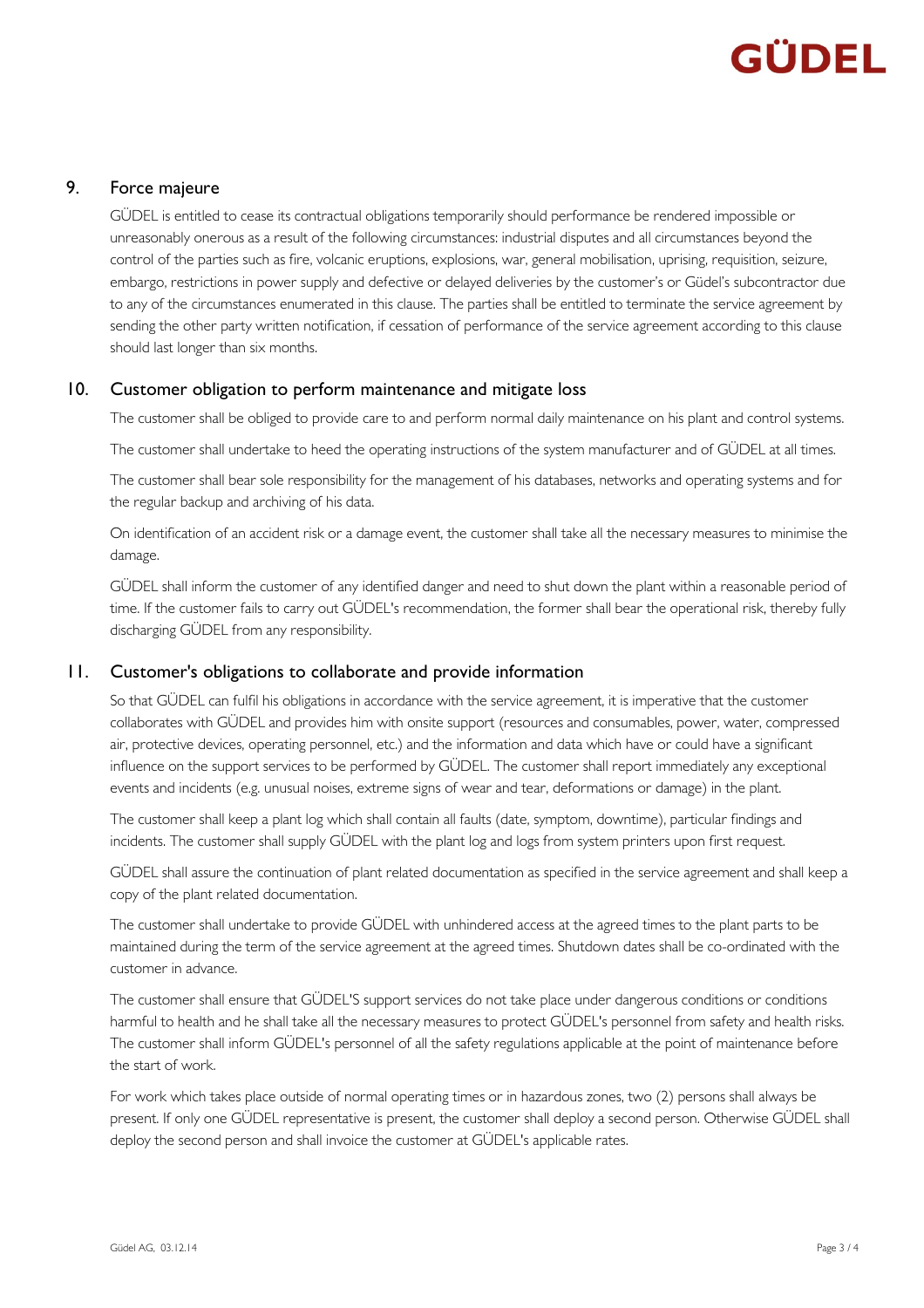## 9. Force majeure

GÜDEL is entitled to cease its contractual obligations temporarily should performance be rendered impossible or unreasonably onerous as a result of the following circumstances: industrial disputes and all circumstances beyond the control of the parties such as fire, volcanic eruptions, explosions, war, general mobilisation, uprising, requisition, seizure, embargo, restrictions in power supply and defective or delayed deliveries by the customer's or Güdel's subcontractor due to any of the circumstances enumerated in this clause. The parties shall be entitled to terminate the service agreement by sending the other party written notification, if cessation of performance of the service agreement according to this clause should last longer than six months.

## 10. Customer obligation to perform maintenance and mitigate loss

The customer shall be obliged to provide care to and perform normal daily maintenance on his plant and control systems.

The customer shall undertake to heed the operating instructions of the system manufacturer and of GÜDEL at all times.

The customer shall bear sole responsibility for the management of his databases, networks and operating systems and for the regular backup and archiving of his data.

On identification of an accident risk or a damage event, the customer shall take all the necessary measures to minimise the damage.

GÜDEL shall inform the customer of any identified danger and need to shut down the plant within a reasonable period of time. If the customer fails to carry out GÜDEL's recommendation, the former shall bear the operational risk, thereby fully discharging GÜDEL from any responsibility.

## 11. Customer's obligations to collaborate and provide information

So that GÜDEL can fulfil his obligations in accordance with the service agreement, it is imperative that the customer collaborates with GÜDEL and provides him with onsite support (resources and consumables, power, water, compressed air, protective devices, operating personnel, etc.) and the information and data which have or could have a significant influence on the support services to be performed by GÜDEL. The customer shall report immediately any exceptional events and incidents (e.g. unusual noises, extreme signs of wear and tear, deformations or damage) in the plant.

The customer shall keep a plant log which shall contain all faults (date, symptom, downtime), particular findings and incidents. The customer shall supply GÜDEL with the plant log and logs from system printers upon first request.

GÜDEL shall assure the continuation of plant related documentation as specified in the service agreement and shall keep a copy of the plant related documentation.

The customer shall undertake to provide GÜDEL with unhindered access at the agreed times to the plant parts to be maintained during the term of the service agreement at the agreed times. Shutdown dates shall be co-ordinated with the customer in advance.

The customer shall ensure that GÜDEL'S support services do not take place under dangerous conditions or conditions harmful to health and he shall take all the necessary measures to protect GÜDEL's personnel from safety and health risks. The customer shall inform GÜDEL's personnel of all the safety regulations applicable at the point of maintenance before the start of work.

For work which takes place outside of normal operating times or in hazardous zones, two (2) persons shall always be present. If only one GÜDEL representative is present, the customer shall deploy a second person. Otherwise GÜDEL shall deploy the second person and shall invoice the customer at GÜDEL's applicable rates.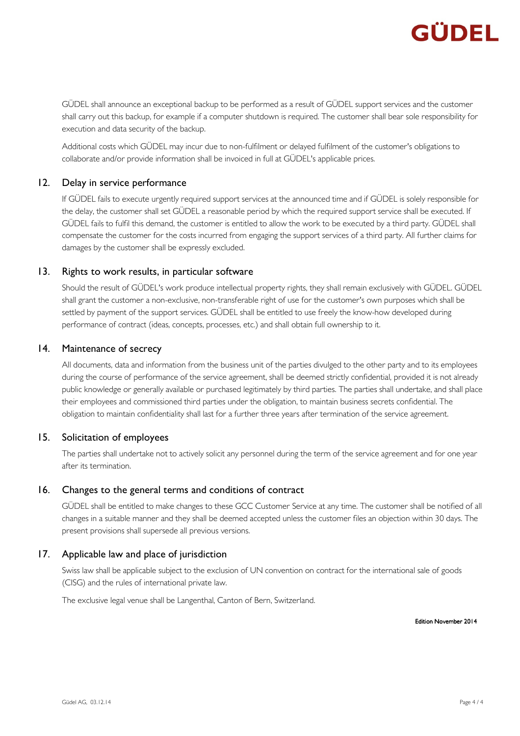GÜDEL shall announce an exceptional backup to be performed as a result of GÜDEL support services and the customer shall carry out this backup, for example if a computer shutdown is required. The customer shall bear sole responsibility for execution and data security of the backup.

Additional costs which GÜDEL may incur due to non-fulfilment or delayed fulfilment of the customer's obligations to collaborate and/or provide information shall be invoiced in full at GÜDEL's applicable prices.

## 12. Delay in service performance

If GÜDEL fails to execute urgently required support services at the announced time and if GÜDEL is solely responsible for the delay, the customer shall set GÜDEL a reasonable period by which the required support service shall be executed. If GÜDEL fails to fulfil this demand, the customer is entitled to allow the work to be executed by a third party. GÜDEL shall compensate the customer for the costs incurred from engaging the support services of a third party. All further claims for damages by the customer shall be expressly excluded.

## 13. Rights to work results, in particular software

Should the result of GÜDEL's work produce intellectual property rights, they shall remain exclusively with GÜDEL. GÜDEL shall grant the customer a non-exclusive, non-transferable right of use for the customer's own purposes which shall be settled by payment of the support services. GÜDEL shall be entitled to use freely the know-how developed during performance of contract (ideas, concepts, processes, etc.) and shall obtain full ownership to it.

## 14. Maintenance of secrecy

All documents, data and information from the business unit of the parties divulged to the other party and to its employees during the course of performance of the service agreement, shall be deemed strictly confidential, provided it is not already public knowledge or generally available or purchased legitimately by third parties. The parties shall undertake, and shall place their employees and commissioned third parties under the obligation, to maintain business secrets confidential. The obligation to maintain confidentiality shall last for a further three years after termination of the service agreement.

## 15. Solicitation of employees

The parties shall undertake not to actively solicit any personnel during the term of the service agreement and for one year after its termination.

## 16. Changes to the general terms and conditions of contract

GÜDEL shall be entitled to make changes to these GCC Customer Service at any time. The customer shall be notified of all changes in a suitable manner and they shall be deemed accepted unless the customer files an objection within 30 days. The present provisions shall supersede all previous versions.

## 17. Applicable law and place of jurisdiction

Swiss law shall be applicable subject to the exclusion of UN convention on contract for the international sale of goods (CISG) and the rules of international private law.

The exclusive legal venue shall be Langenthal, Canton of Bern, Switzerland.

**Edition November 2014**